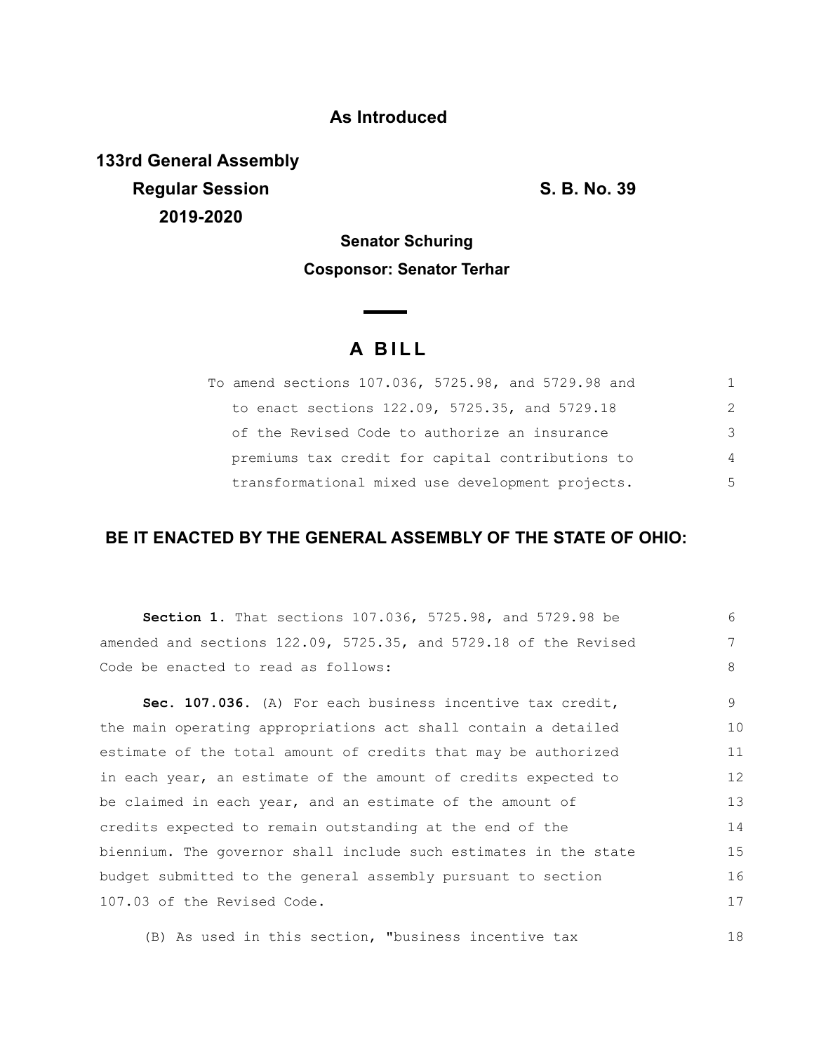**As Introduced**

**133rd General Assembly**
**Regular Session**
**2019-2020**

**S. B. No. 39**

**Senator Schuring**

**Cosponsor: Senator Terhar**

# A BILL

To amend sections 107.036, 5725.98, and 5729.98 and to enact sections 122.09, 5725.35, and 5729.18 of the Revised Code to authorize an insurance premiums tax credit for capital contributions to transformational mixed use development projects.

**BE IT ENACTED BY THE GENERAL ASSEMBLY OF THE STATE OF OHIO:**

**Section 1.** That sections 107.036, 5725.98, and 5729.98 be amended and sections 122.09, 5725.35, and 5729.18 of the Revised Code be enacted to read as follows:

**Sec. 107.036.** (A) For each business incentive tax credit, the main operating appropriations act shall contain a detailed estimate of the total amount of credits that may be authorized in each year, an estimate of the amount of credits expected to be claimed in each year, and an estimate of the amount of credits expected to remain outstanding at the end of the biennium. The governor shall include such estimates in the state budget submitted to the general assembly pursuant to section 107.03 of the Revised Code.

(B) As used in this section, "business incentive tax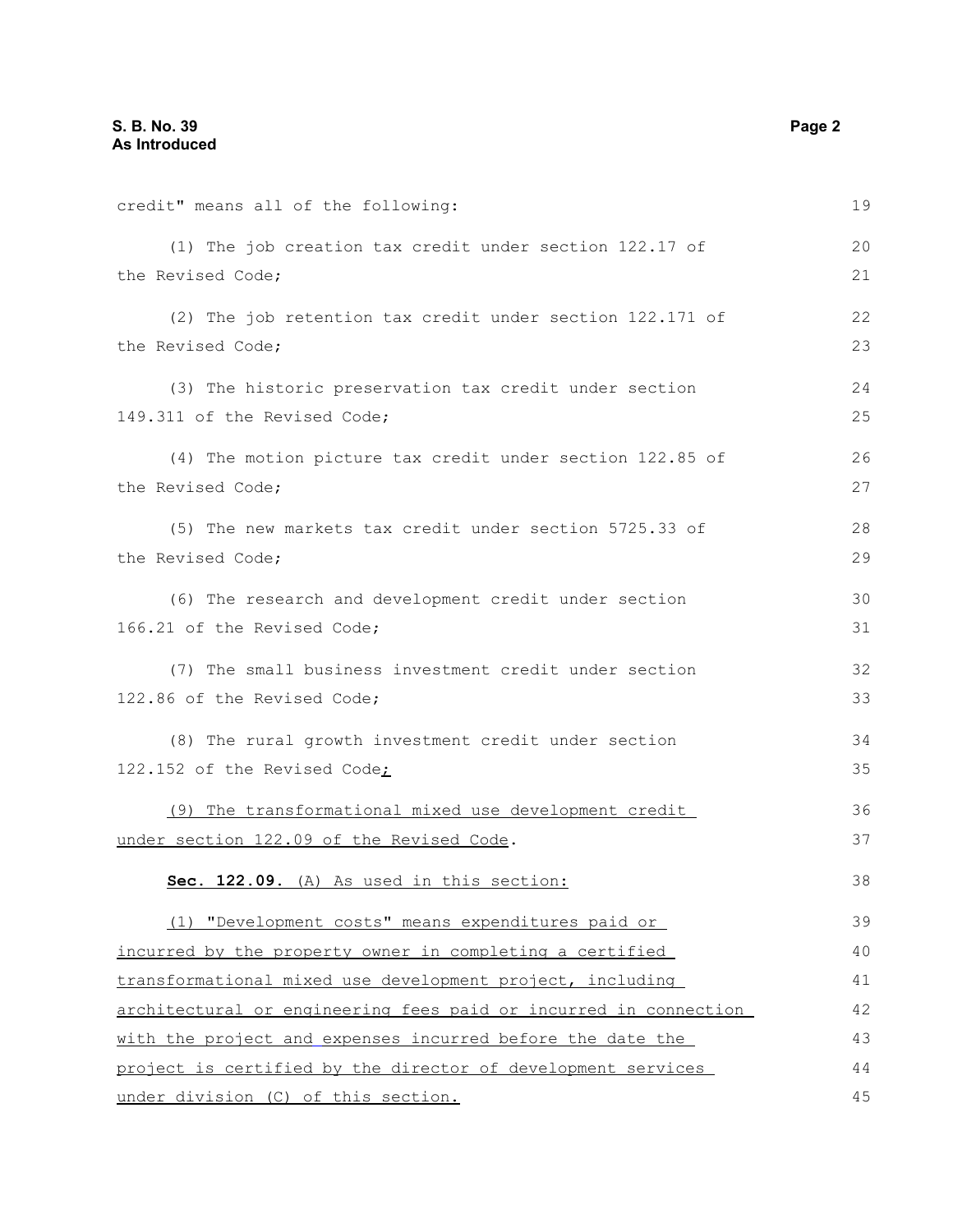credit" means all of the following:

(1) The job creation tax credit under section 122.17 of the Revised Code;

(2) The job retention tax credit under section 122.171 of the Revised Code;

(3) The historic preservation tax credit under section 149.311 of the Revised Code;

(4) The motion picture tax credit under section 122.85 of the Revised Code;

(5) The new markets tax credit under section 5725.33 of the Revised Code;

(6) The research and development credit under section 166.21 of the Revised Code;

(7) The small business investment credit under section 122.86 of the Revised Code;

(8) The rural growth investment credit under section 122.152 of the Revised Code;

(9) The transformational mixed use development credit under section 122.09 of the Revised Code.

**Sec. 122.09.** (A) As used in this section:

(1) "Development costs" means expenditures paid or incurred by the property owner in completing a certified transformational mixed use development project, including architectural or engineering fees paid or incurred in connection with the project and expenses incurred before the date the project is certified by the director of development services under division (C) of this section.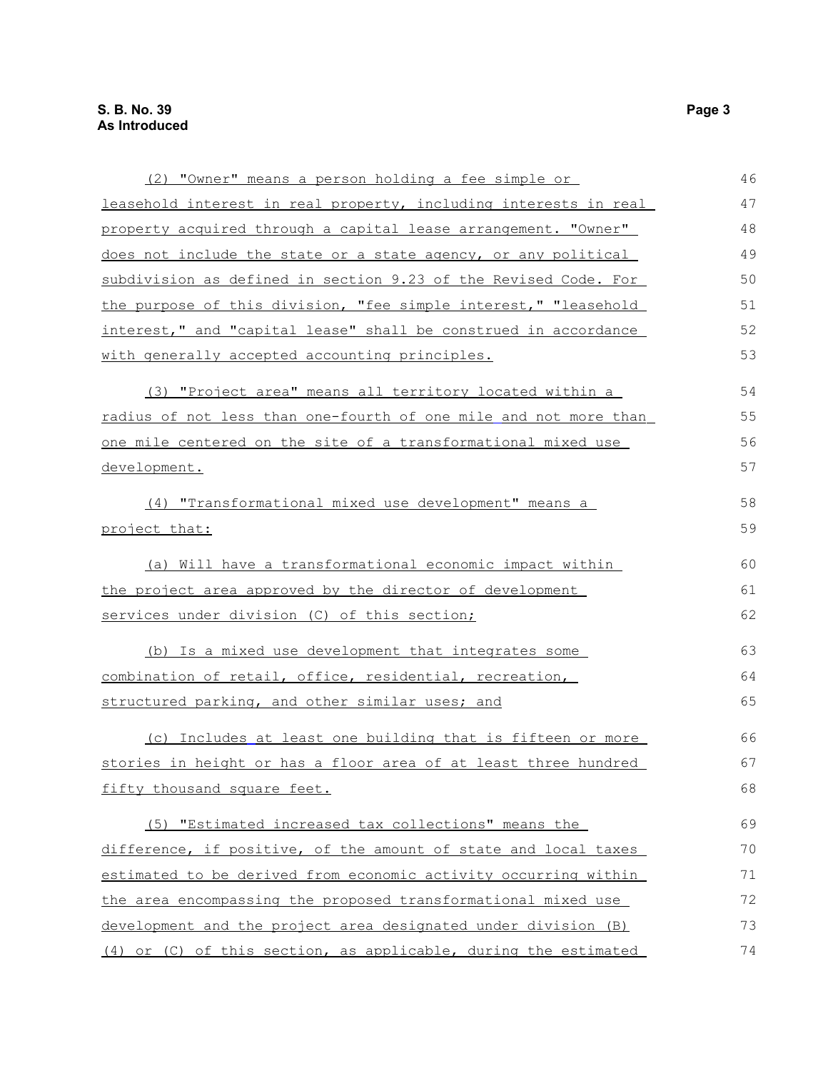(2) "Owner" means a person holding a fee simple or leasehold interest in real property, including interests in real property acquired through a capital lease arrangement. "Owner" does not include the state or a state agency, or any political subdivision as defined in section 9.23 of the Revised Code. For the purpose of this division, "fee simple interest," "leasehold interest," and "capital lease" shall be construed in accordance with generally accepted accounting principles.

(3) "Project area" means all territory located within a radius of not less than one-fourth of one mile and not more than one mile centered on the site of a transformational mixed use development.

(4) "Transformational mixed use development" means a project that:

(a) Will have a transformational economic impact within the project area approved by the director of development services under division (C) of this section;

(b) Is a mixed use development that integrates some combination of retail, office, residential, recreation, structured parking, and other similar uses; and

(c) Includes at least one building that is fifteen or more stories in height or has a floor area of at least three hundred fifty thousand square feet.

(5) "Estimated increased tax collections" means the difference, if positive, of the amount of state and local taxes estimated to be derived from economic activity occurring within the area encompassing the proposed transformational mixed use development and the project area designated under division (B)(4) or (C) of this section, as applicable, during the estimated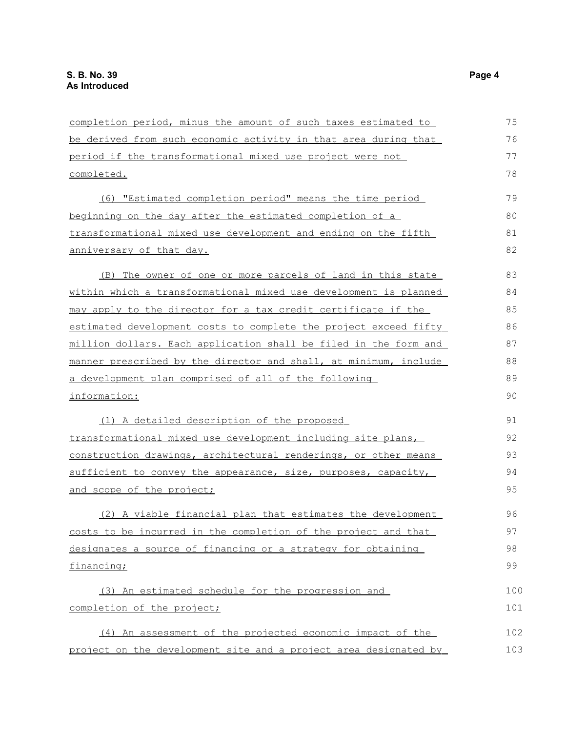completion period, minus the amount of such taxes estimated to be derived from such economic activity in that area during that period if the transformational mixed use project were not completed.

(6) "Estimated completion period" means the time period beginning on the day after the estimated completion of a transformational mixed use development and ending on the fifth anniversary of that day.

(B) The owner of one or more parcels of land in this state within which a transformational mixed use development is planned may apply to the director for a tax credit certificate if the estimated development costs to complete the project exceed fifty million dollars. Each application shall be filed in the form and manner prescribed by the director and shall, at minimum, include a development plan comprised of all of the following information:

(1) A detailed description of the proposed transformational mixed use development including site plans, construction drawings, architectural renderings, or other means sufficient to convey the appearance, size, purposes, capacity, and scope of the project;

(2) A viable financial plan that estimates the development costs to be incurred in the completion of the project and that designates a source of financing or a strategy for obtaining financing;

(3) An estimated schedule for the progression and completion of the project;

(4) An assessment of the projected economic impact of the project on the development site and a project area designated by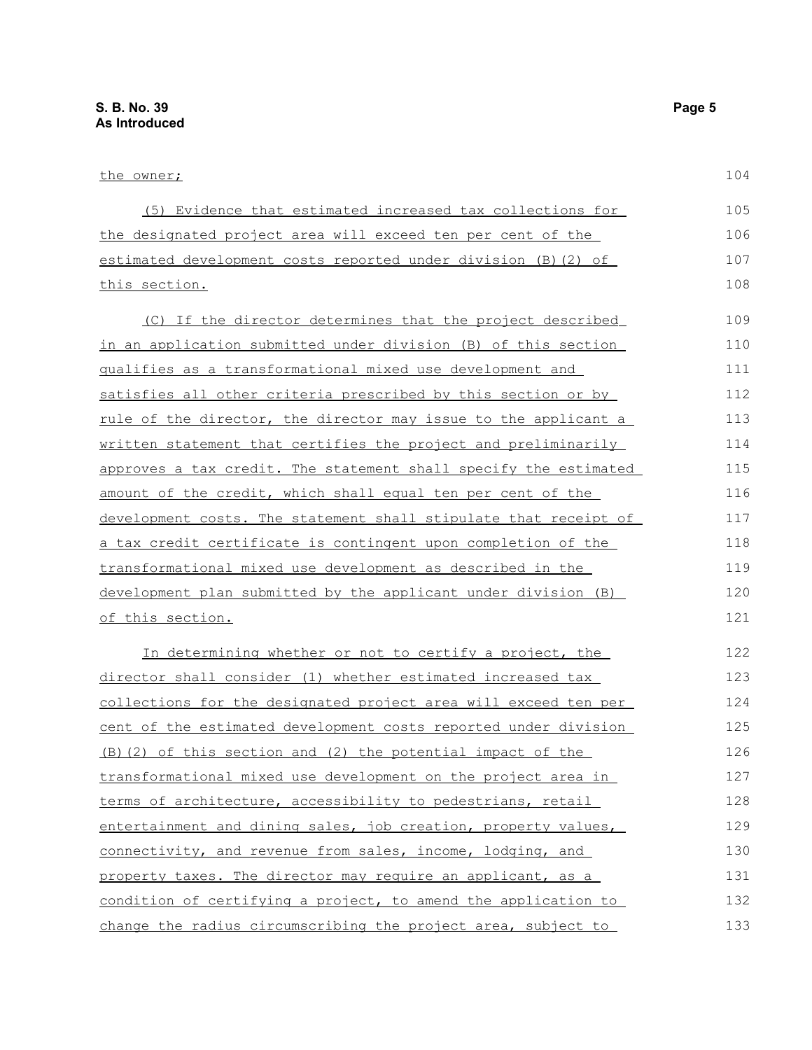the owner;

(5) Evidence that estimated increased tax collections for the designated project area will exceed ten per cent of the estimated development costs reported under division (B)(2) of this section.

(C) If the director determines that the project described in an application submitted under division (B) of this section qualifies as a transformational mixed use development and satisfies all other criteria prescribed by this section or by rule of the director, the director may issue to the applicant a written statement that certifies the project and preliminarily approves a tax credit. The statement shall specify the estimated amount of the credit, which shall equal ten per cent of the development costs. The statement shall stipulate that receipt of a tax credit certificate is contingent upon completion of the transformational mixed use development as described in the development plan submitted by the applicant under division (B) of this section.

In determining whether or not to certify a project, the director shall consider (1) whether estimated increased tax collections for the designated project area will exceed ten per cent of the estimated development costs reported under division (B)(2) of this section and (2) the potential impact of the transformational mixed use development on the project area in terms of architecture, accessibility to pedestrians, retail entertainment and dining sales, job creation, property values, connectivity, and revenue from sales, income, lodging, and property taxes. The director may require an applicant, as a condition of certifying a project, to amend the application to change the radius circumscribing the project area, subject to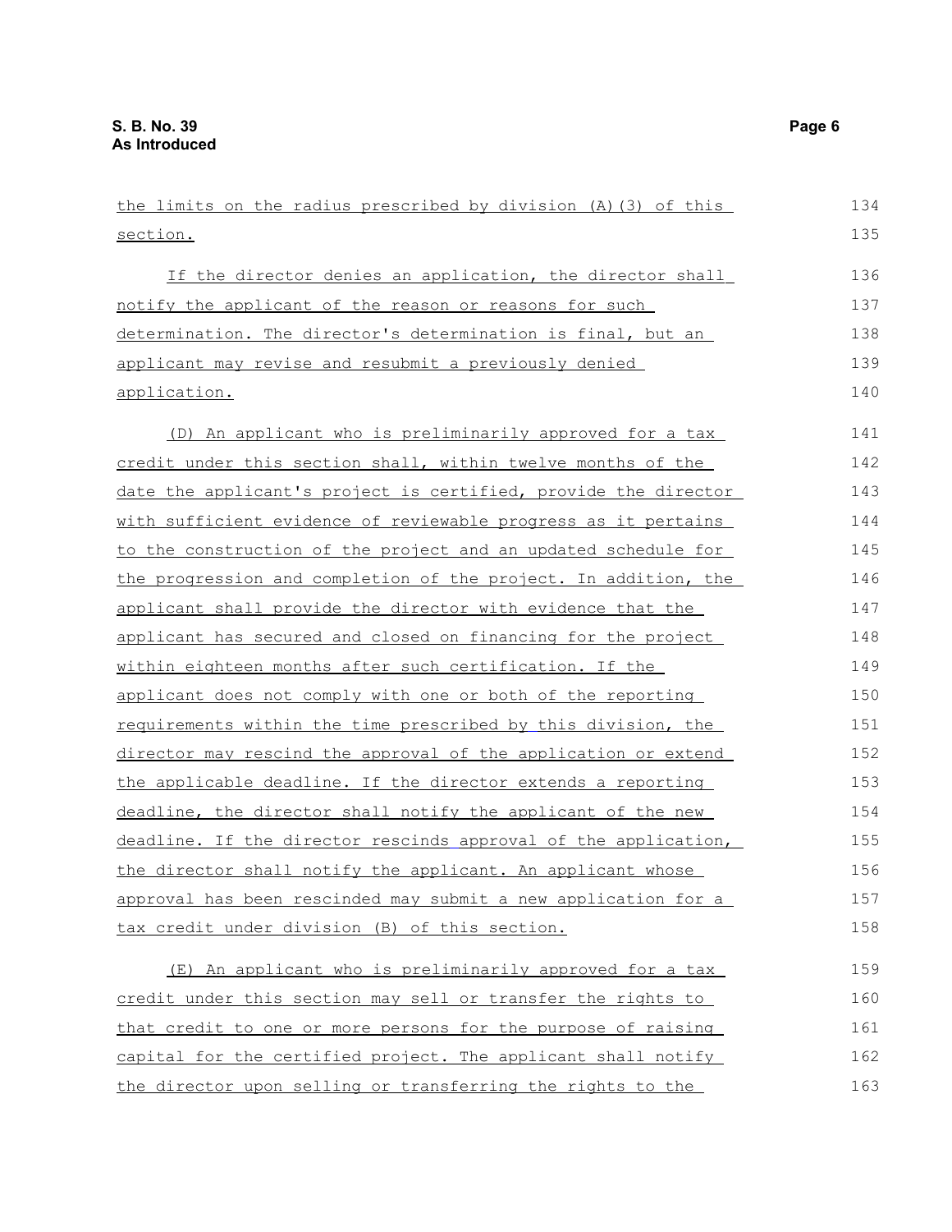the limits on the radius prescribed by division (A)(3) of this section.

If the director denies an application, the director shall notify the applicant of the reason or reasons for such determination. The director's determination is final, but an applicant may revise and resubmit a previously denied application.

(D) An applicant who is preliminarily approved for a tax credit under this section shall, within twelve months of the date the applicant's project is certified, provide the director with sufficient evidence of reviewable progress as it pertains to the construction of the project and an updated schedule for the progression and completion of the project. In addition, the applicant shall provide the director with evidence that the applicant has secured and closed on financing for the project within eighteen months after such certification. If the applicant does not comply with one or both of the reporting requirements within the time prescribed by this division, the director may rescind the approval of the application or extend the applicable deadline. If the director extends a reporting deadline, the director shall notify the applicant of the new deadline. If the director rescinds approval of the application, the director shall notify the applicant. An applicant whose approval has been rescinded may submit a new application for a tax credit under division (B) of this section.

(E) An applicant who is preliminarily approved for a tax credit under this section may sell or transfer the rights to that credit to one or more persons for the purpose of raising capital for the certified project. The applicant shall notify the director upon selling or transferring the rights to the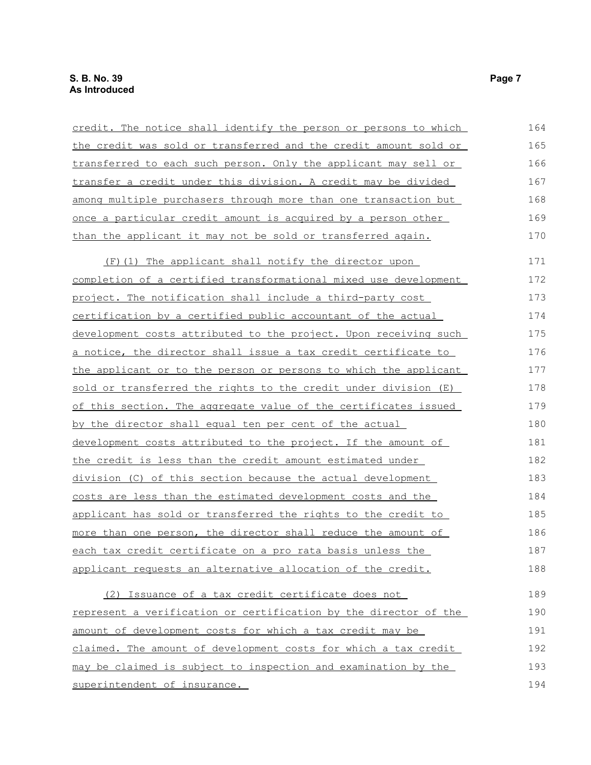credit. The notice shall identify the person or persons to which the credit was sold or transferred and the credit amount sold or transferred to each such person. Only the applicant may sell or transfer a credit under this division. A credit may be divided among multiple purchasers through more than one transaction but once a particular credit amount is acquired by a person other than the applicant it may not be sold or transferred again.

(F)(1) The applicant shall notify the director upon completion of a certified transformational mixed use development project. The notification shall include a third-party cost certification by a certified public accountant of the actual development costs attributed to the project. Upon receiving such a notice, the director shall issue a tax credit certificate to the applicant or to the person or persons to which the applicant sold or transferred the rights to the credit under division (E) of this section. The aggregate value of the certificates issued by the director shall equal ten per cent of the actual development costs attributed to the project. If the amount of the credit is less than the credit amount estimated under division (C) of this section because the actual development costs are less than the estimated development costs and the applicant has sold or transferred the rights to the credit to more than one person, the director shall reduce the amount of each tax credit certificate on a pro rata basis unless the applicant requests an alternative allocation of the credit.

(2) Issuance of a tax credit certificate does not represent a verification or certification by the director of the amount of development costs for which a tax credit may be claimed. The amount of development costs for which a tax credit may be claimed is subject to inspection and examination by the superintendent of insurance.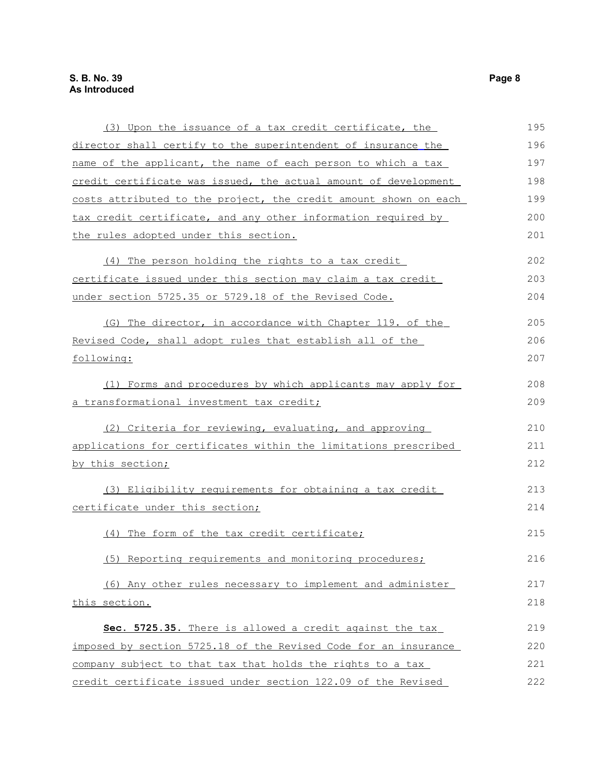(3) Upon the issuance of a tax credit certificate, the director shall certify to the superintendent of insurance the name of the applicant, the name of each person to which a tax credit certificate was issued, the actual amount of development costs attributed to the project, the credit amount shown on each tax credit certificate, and any other information required by the rules adopted under this section.

(4) The person holding the rights to a tax credit certificate issued under this section may claim a tax credit under section 5725.35 or 5729.18 of the Revised Code.

(G) The director, in accordance with Chapter 119. of the Revised Code, shall adopt rules that establish all of the following:

(1) Forms and procedures by which applicants may apply for a transformational investment tax credit;

(2) Criteria for reviewing, evaluating, and approving applications for certificates within the limitations prescribed by this section;

(3) Eligibility requirements for obtaining a tax credit certificate under this section;

(4) The form of the tax credit certificate;

(5) Reporting requirements and monitoring procedures;

(6) Any other rules necessary to implement and administer this section.

**Sec. 5725.35.** There is allowed a credit against the tax imposed by section 5725.18 of the Revised Code for an insurance company subject to that tax that holds the rights to a tax credit certificate issued under section 122.09 of the Revised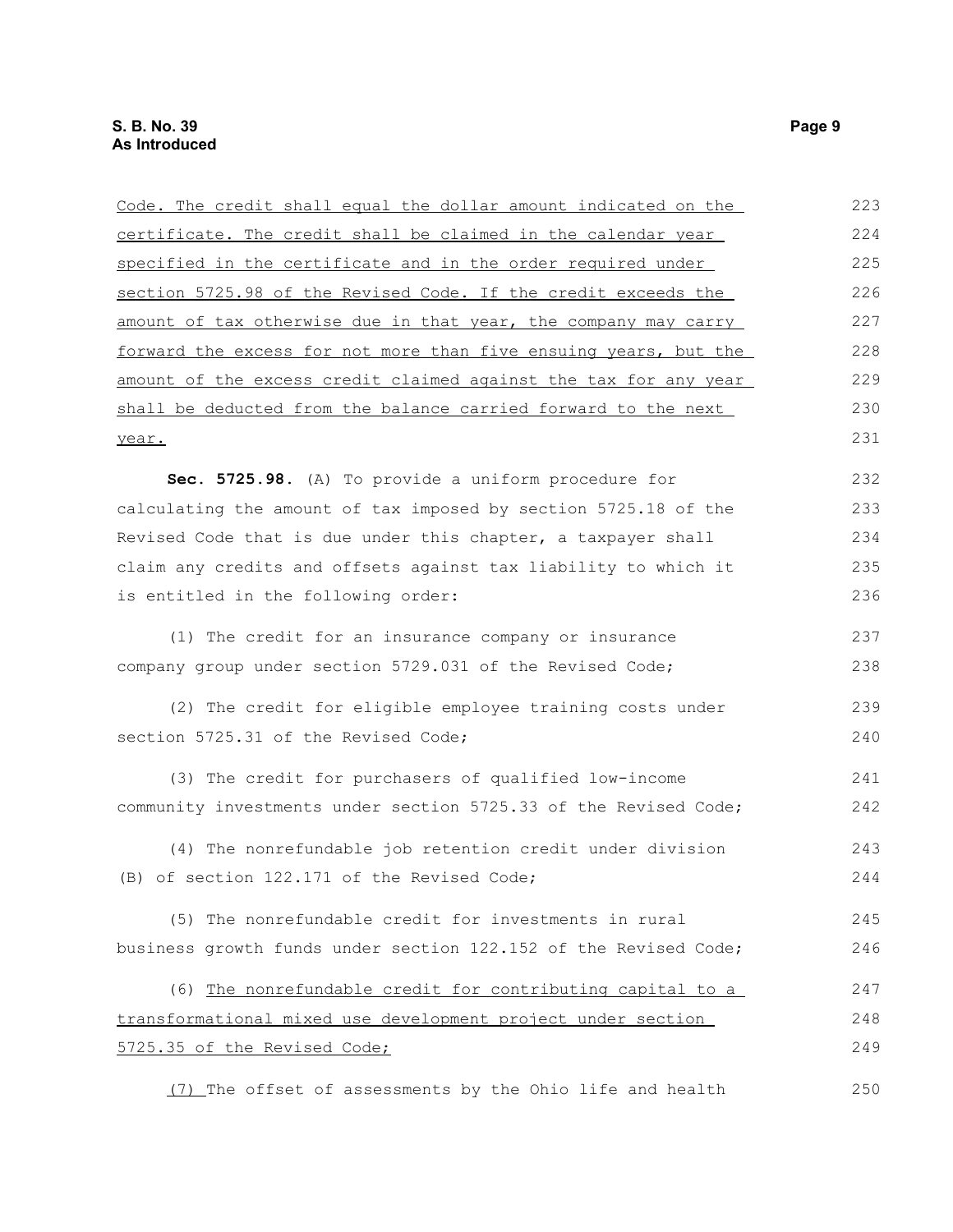Code. The credit shall equal the dollar amount indicated on the certificate. The credit shall be claimed in the calendar year specified in the certificate and in the order required under section 5725.98 of the Revised Code. If the credit exceeds the amount of tax otherwise due in that year, the company may carry forward the excess for not more than five ensuing years, but the amount of the excess credit claimed against the tax for any year shall be deducted from the balance carried forward to the next year.

**Sec. 5725.98.** (A) To provide a uniform procedure for calculating the amount of tax imposed by section 5725.18 of the Revised Code that is due under this chapter, a taxpayer shall claim any credits and offsets against tax liability to which it is entitled in the following order:

(1) The credit for an insurance company or insurance company group under section 5729.031 of the Revised Code;

(2) The credit for eligible employee training costs under section 5725.31 of the Revised Code;

(3) The credit for purchasers of qualified low-income community investments under section 5725.33 of the Revised Code;

(4) The nonrefundable job retention credit under division (B) of section 122.171 of the Revised Code;

(5) The nonrefundable credit for investments in rural business growth funds under section 122.152 of the Revised Code;

(6) The nonrefundable credit for contributing capital to a transformational mixed use development project under section 5725.35 of the Revised Code;

(7) The offset of assessments by the Ohio life and health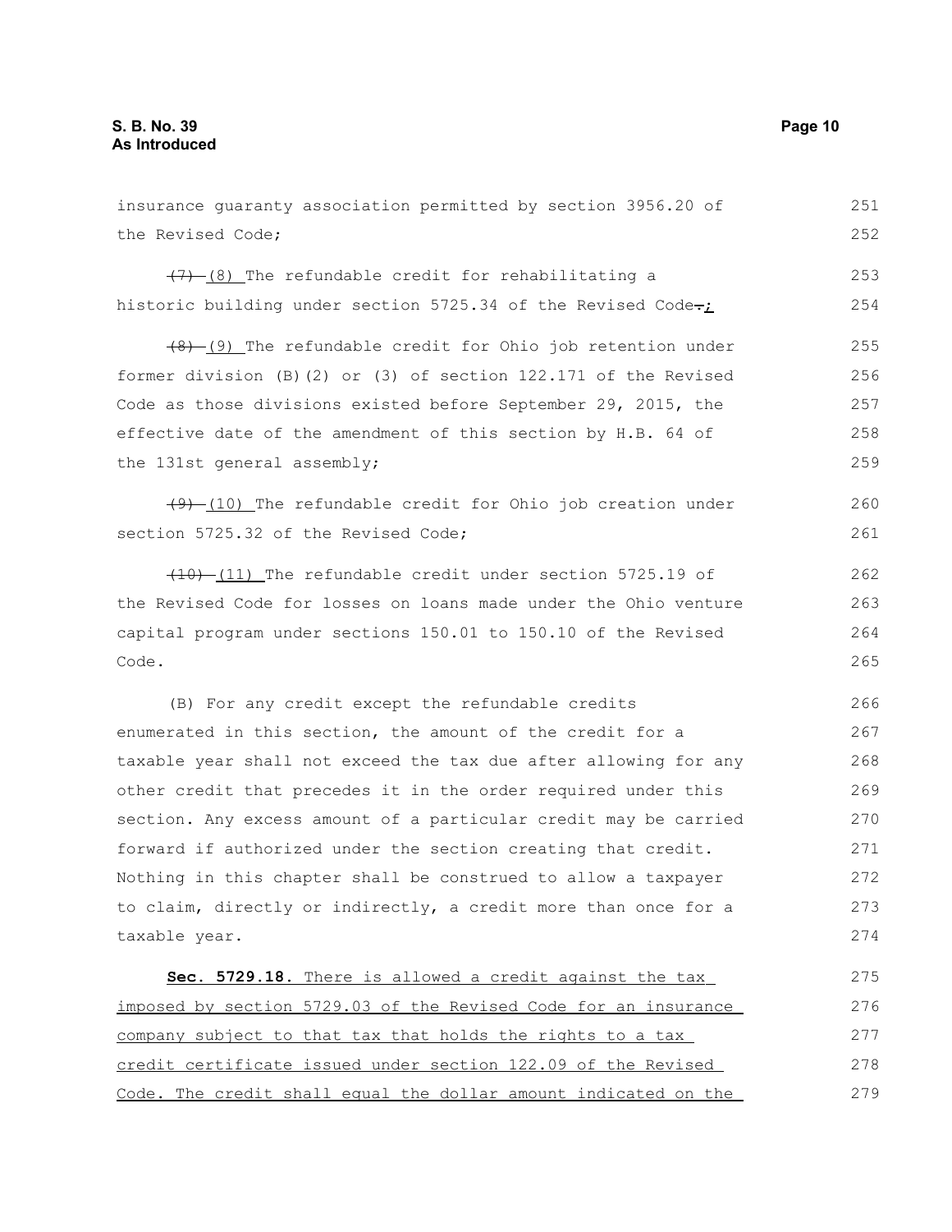insurance guaranty association permitted by section 3956.20 of the Revised Code;

~~(7)~~ (8) The refundable credit for rehabilitating a historic building under section 5725.34 of the Revised Code~~.~~;

~~(8)~~ (9) The refundable credit for Ohio job retention under former division (B)(2) or (3) of section 122.171 of the Revised Code as those divisions existed before September 29, 2015, the effective date of the amendment of this section by H.B. 64 of the 131st general assembly;

~~(9)~~ (10) The refundable credit for Ohio job creation under section 5725.32 of the Revised Code;

~~(10)~~ (11) The refundable credit under section 5725.19 of the Revised Code for losses on loans made under the Ohio venture capital program under sections 150.01 to 150.10 of the Revised Code.

(B) For any credit except the refundable credits enumerated in this section, the amount of the credit for a taxable year shall not exceed the tax due after allowing for any other credit that precedes it in the order required under this section. Any excess amount of a particular credit may be carried forward if authorized under the section creating that credit. Nothing in this chapter shall be construed to allow a taxpayer to claim, directly or indirectly, a credit more than once for a taxable year.

<u>**Sec. 5729.18.** There is allowed a credit against the tax imposed by section 5729.03 of the Revised Code for an insurance company subject to that tax that holds the rights to a tax credit certificate issued under section 122.09 of the Revised Code. The credit shall equal the dollar amount indicated on the</u>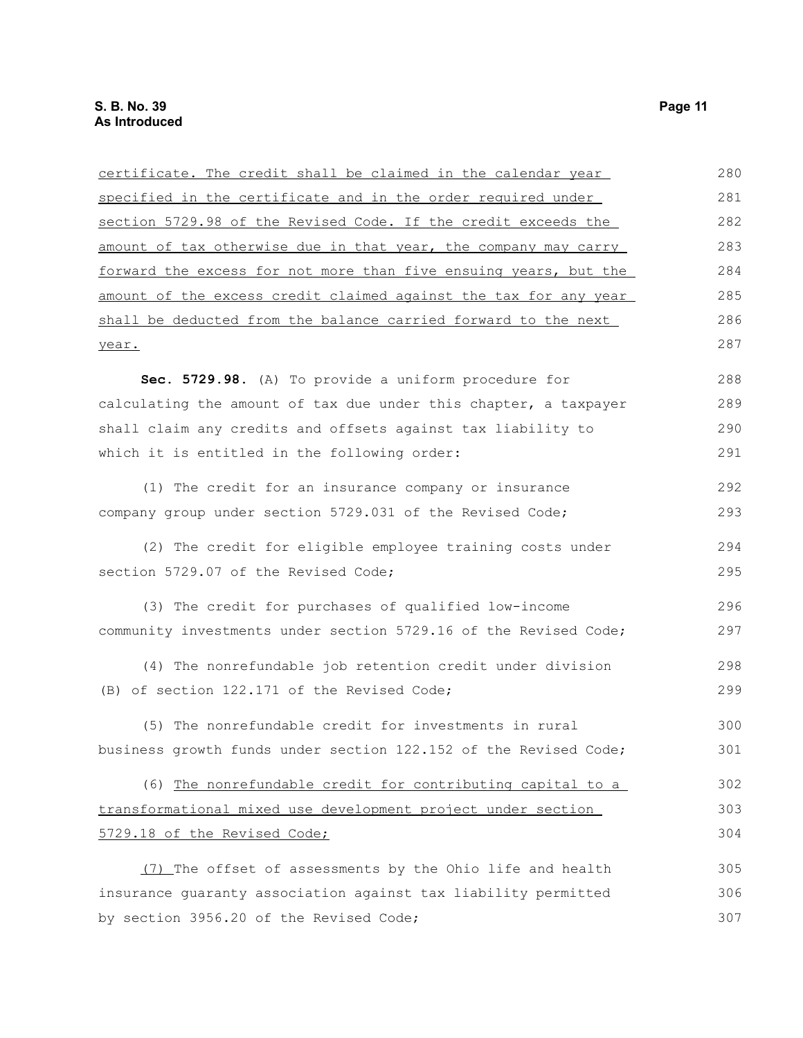certificate. The credit shall be claimed in the calendar year specified in the certificate and in the order required under section 5729.98 of the Revised Code. If the credit exceeds the amount of tax otherwise due in that year, the company may carry forward the excess for not more than five ensuing years, but the amount of the excess credit claimed against the tax for any year shall be deducted from the balance carried forward to the next year.

**Sec. 5729.98.** (A) To provide a uniform procedure for calculating the amount of tax due under this chapter, a taxpayer shall claim any credits and offsets against tax liability to which it is entitled in the following order:

(1) The credit for an insurance company or insurance company group under section 5729.031 of the Revised Code;

(2) The credit for eligible employee training costs under section 5729.07 of the Revised Code;

(3) The credit for purchases of qualified low-income community investments under section 5729.16 of the Revised Code;

(4) The nonrefundable job retention credit under division (B) of section 122.171 of the Revised Code;

(5) The nonrefundable credit for investments in rural business growth funds under section 122.152 of the Revised Code;

(6) The nonrefundable credit for contributing capital to a transformational mixed use development project under section 5729.18 of the Revised Code;

(7) The offset of assessments by the Ohio life and health insurance guaranty association against tax liability permitted by section 3956.20 of the Revised Code;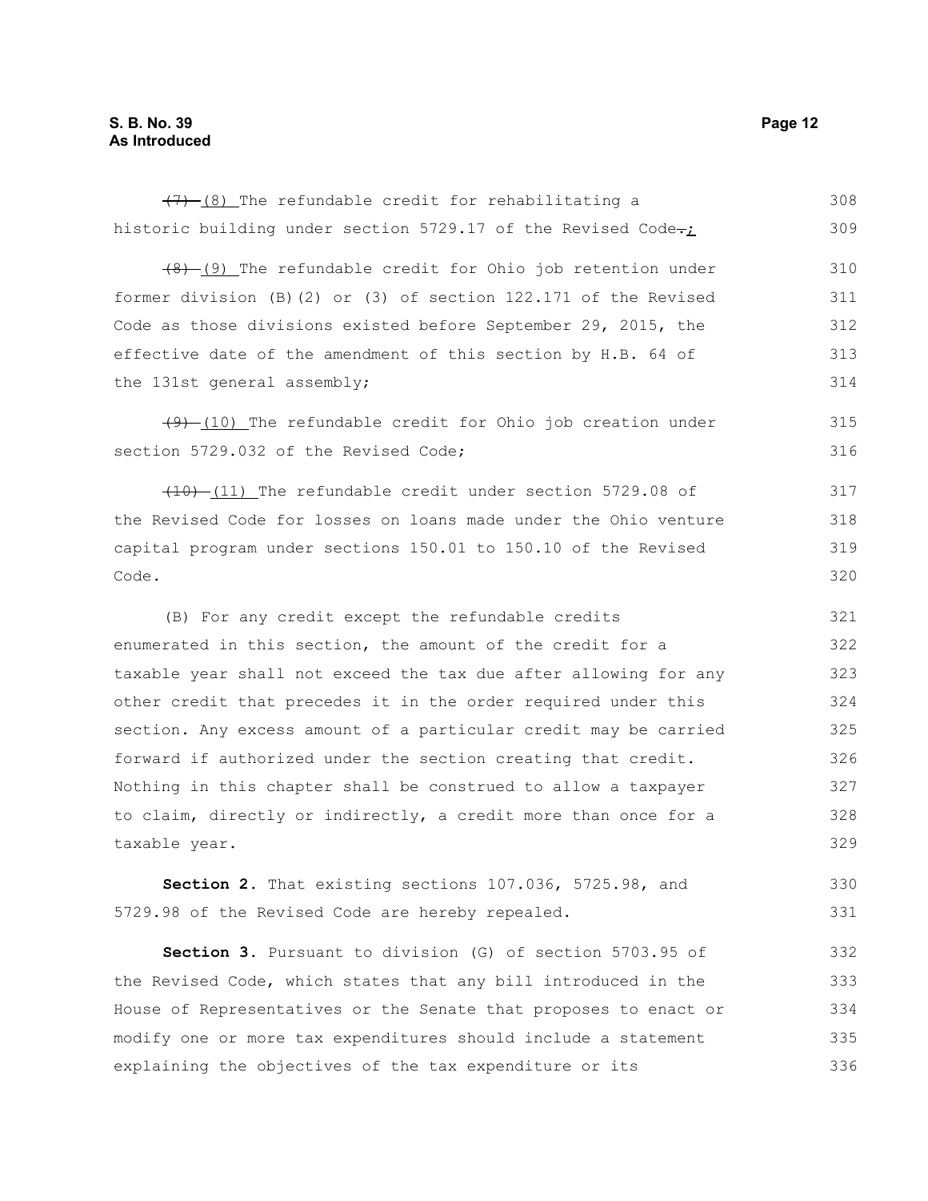~~(7)~~ (8) The refundable credit for rehabilitating a historic building under section 5729.17 of the Revised Code~~.~~;

~~(8)~~ (9) The refundable credit for Ohio job retention under former division (B)(2) or (3) of section 122.171 of the Revised Code as those divisions existed before September 29, 2015, the effective date of the amendment of this section by H.B. 64 of the 131st general assembly;

~~(9)~~ (10) The refundable credit for Ohio job creation under section 5729.032 of the Revised Code;

~~(10)~~ (11) The refundable credit under section 5729.08 of the Revised Code for losses on loans made under the Ohio venture capital program under sections 150.01 to 150.10 of the Revised Code.

(B) For any credit except the refundable credits enumerated in this section, the amount of the credit for a taxable year shall not exceed the tax due after allowing for any other credit that precedes it in the order required under this section. Any excess amount of a particular credit may be carried forward if authorized under the section creating that credit. Nothing in this chapter shall be construed to allow a taxpayer to claim, directly or indirectly, a credit more than once for a taxable year.

**Section 2.** That existing sections 107.036, 5725.98, and 5729.98 of the Revised Code are hereby repealed.

**Section 3.** Pursuant to division (G) of section 5703.95 of the Revised Code, which states that any bill introduced in the House of Representatives or the Senate that proposes to enact or modify one or more tax expenditures should include a statement explaining the objectives of the tax expenditure or its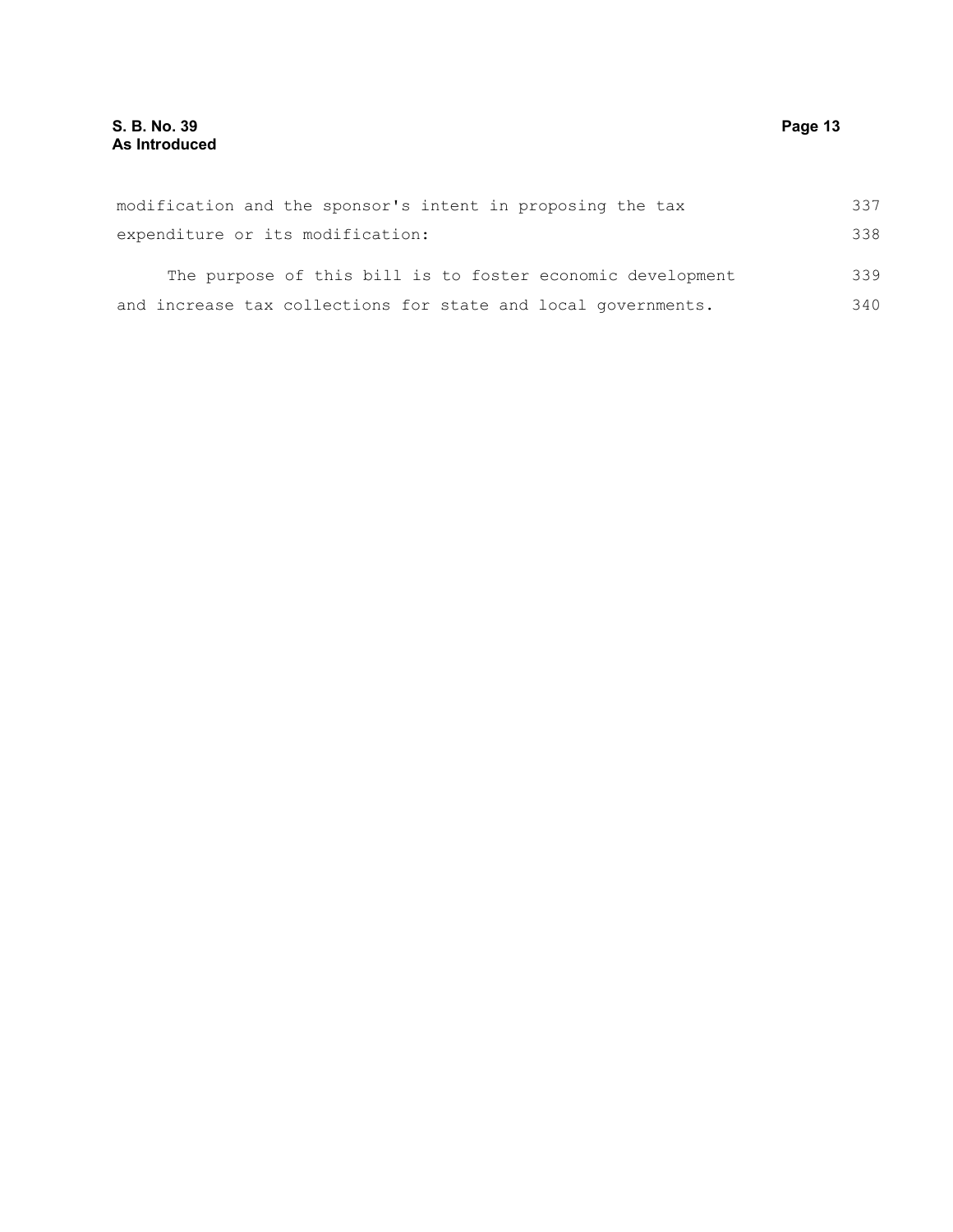modification and the sponsor's intent in proposing the tax expenditure or its modification:

The purpose of this bill is to foster economic development and increase tax collections for state and local governments.